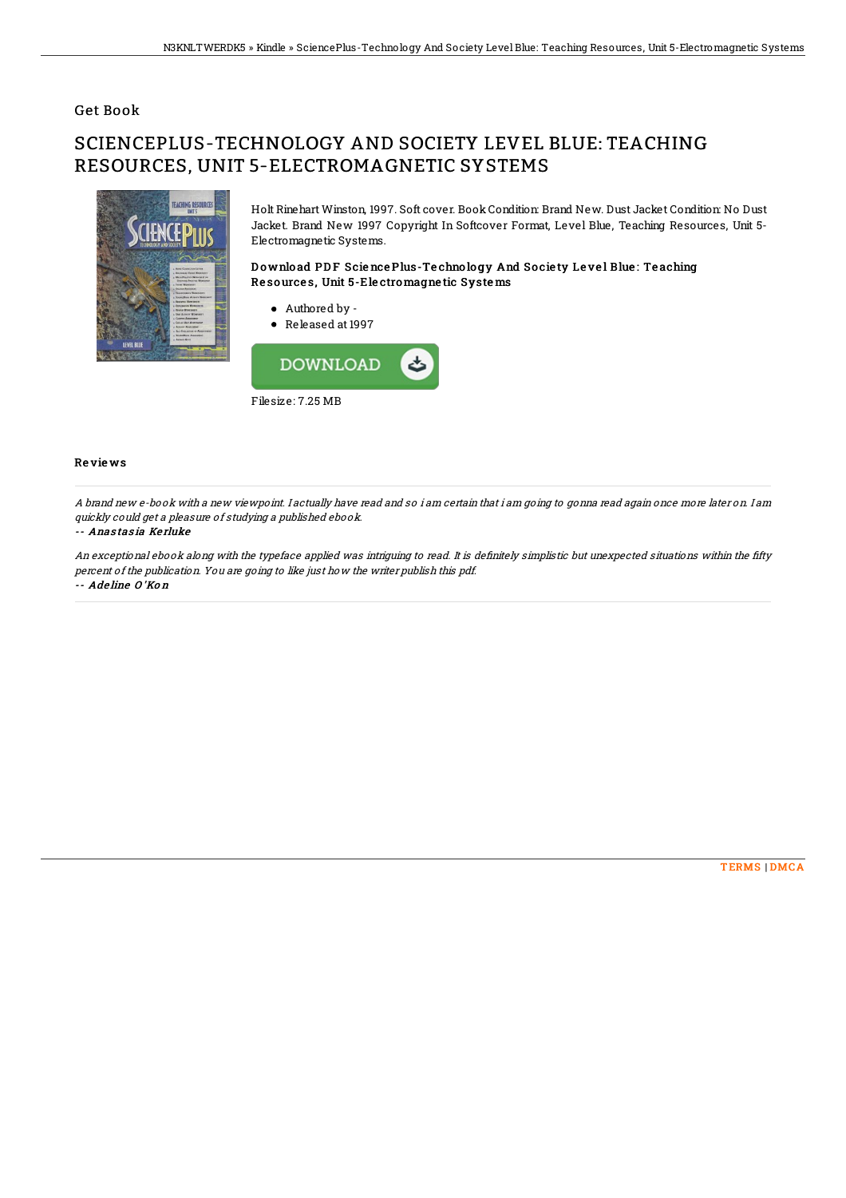Get Book

# SCIENCEPLUS-TECHNOLOGY AND SOCIETY LEVEL BLUE: TEACHING RESOURCES, UNIT 5-ELECTROMAGNETIC SYSTEMS

Holt Rinehart Winston, 1997. Soft cover. Book Condition: Brand New. Dust Jacket Condition: No Dust Jacket. Brand New 1997 Copyright In Softcover Format, Level Blue, Teaching Resources, Unit 5-Electromagnetic Systems.

### Download PDF SciencePlus-Technology And Society Level Blue: Teaching Resources, Unit 5-Electromagnetic Systems

- Authored by -
- Released at 1997

DOWNLOAD

Filesize: 7.25 MB

## Reviews

*A brand new e-book with a new viewpoint. I actually have read and so i am certain that i am going to gonna read again once more later on. I am quickly could get a pleasure of studying a published ebook.*

-- ***Anastasia Kerluke***

*An exceptional ebook along with the typeface applied was intriguing to read. It is definitely simplistic but unexpected situations within the fifty percent of the publication. You are going to like just how the writer publish this pdf.*

-- ***Adeline O'Kon***

TERMS | DMCA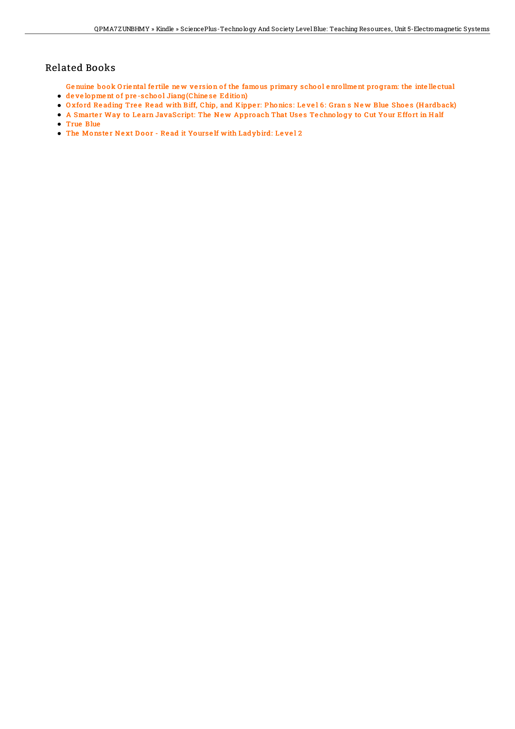## Related Books

- Genuine book Oriental fertile new version of the famous primary school enrollment program: the intellectual development of pre-school Jiang(Chinese Edition)
- Oxford Reading Tree Read with Biff, Chip, and Kipper: Phonics: Level 6: Gran s New Blue Shoes (Hardback)
- A Smarter Way to Learn JavaScript: The New Approach That Uses Technology to Cut Your Effort in Half
- True Blue
- The Monster Next Door - Read it Yourself with Ladybird: Level 2